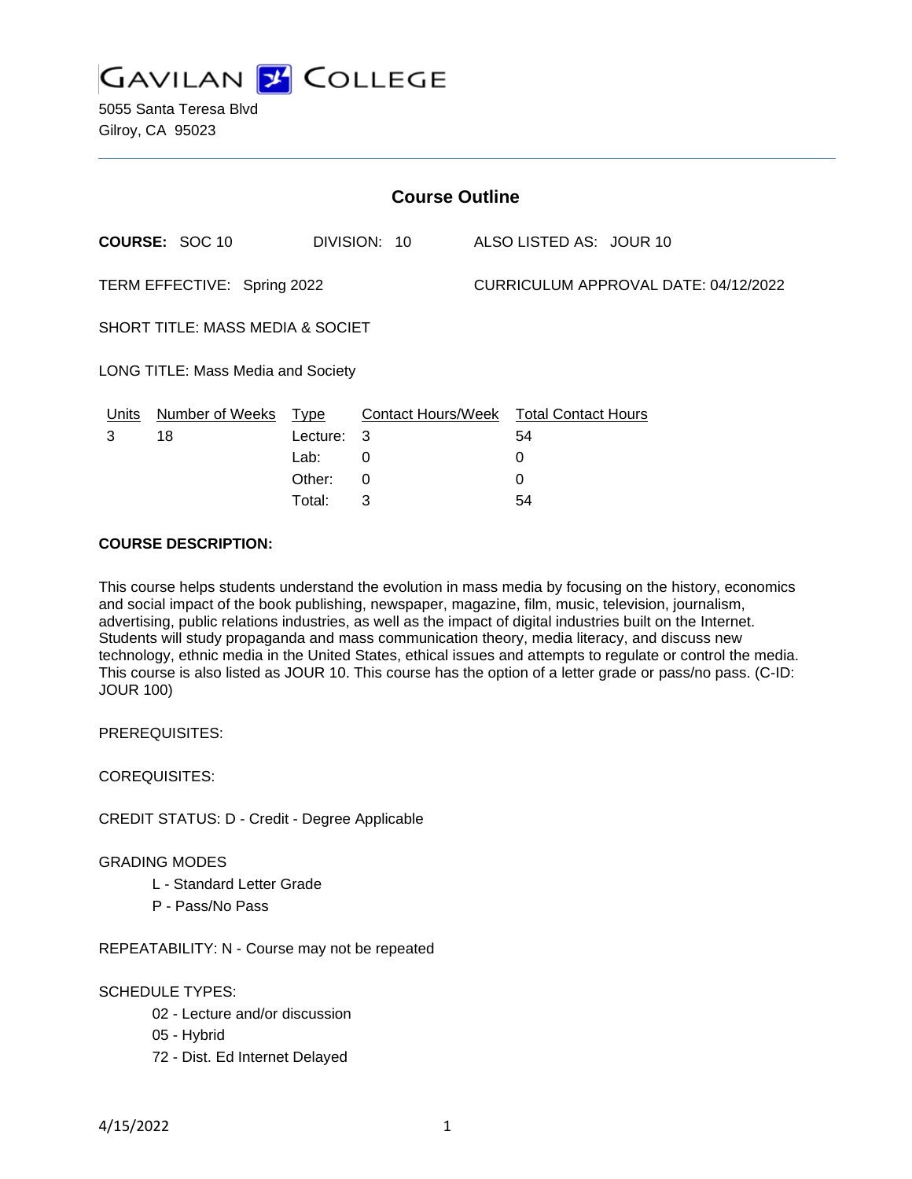GAVILAN COLLEGE

5055 Santa Teresa Blvd
Gilroy, CA 95023

## Course Outline

**COURSE:** SOC 10 DIVISION: 10 ALSO LISTED AS: JOUR 10

TERM EFFECTIVE: Spring 2022 CURRICULUM APPROVAL DATE: 04/12/2022

SHORT TITLE: MASS MEDIA & SOCIET

LONG TITLE: Mass Media and Society

| Units | Number of Weeks | Type | Contact Hours/Week | Total Contact Hours |
|---|---|---|---|---|
| 3 | 18 | Lecture: | 3 | 54 |
| | | Lab: | 0 | 0 |
| | | Other: | 0 | 0 |
| | | Total: | 3 | 54 |

**COURSE DESCRIPTION:**

This course helps students understand the evolution in mass media by focusing on the history, economics and social impact of the book publishing, newspaper, magazine, film, music, television, journalism, advertising, public relations industries, as well as the impact of digital industries built on the Internet. Students will study propaganda and mass communication theory, media literacy, and discuss new technology, ethnic media in the United States, ethical issues and attempts to regulate or control the media. This course is also listed as JOUR 10. This course has the option of a letter grade or pass/no pass. (C-ID: JOUR 100)

PREREQUISITES:

COREQUISITES:

CREDIT STATUS: D - Credit - Degree Applicable

GRADING MODES

- L - Standard Letter Grade
- P - Pass/No Pass

REPEATABILITY: N - Course may not be repeated

SCHEDULE TYPES:

- 02 - Lecture and/or discussion
- 05 - Hybrid
- 72 - Dist. Ed Internet Delayed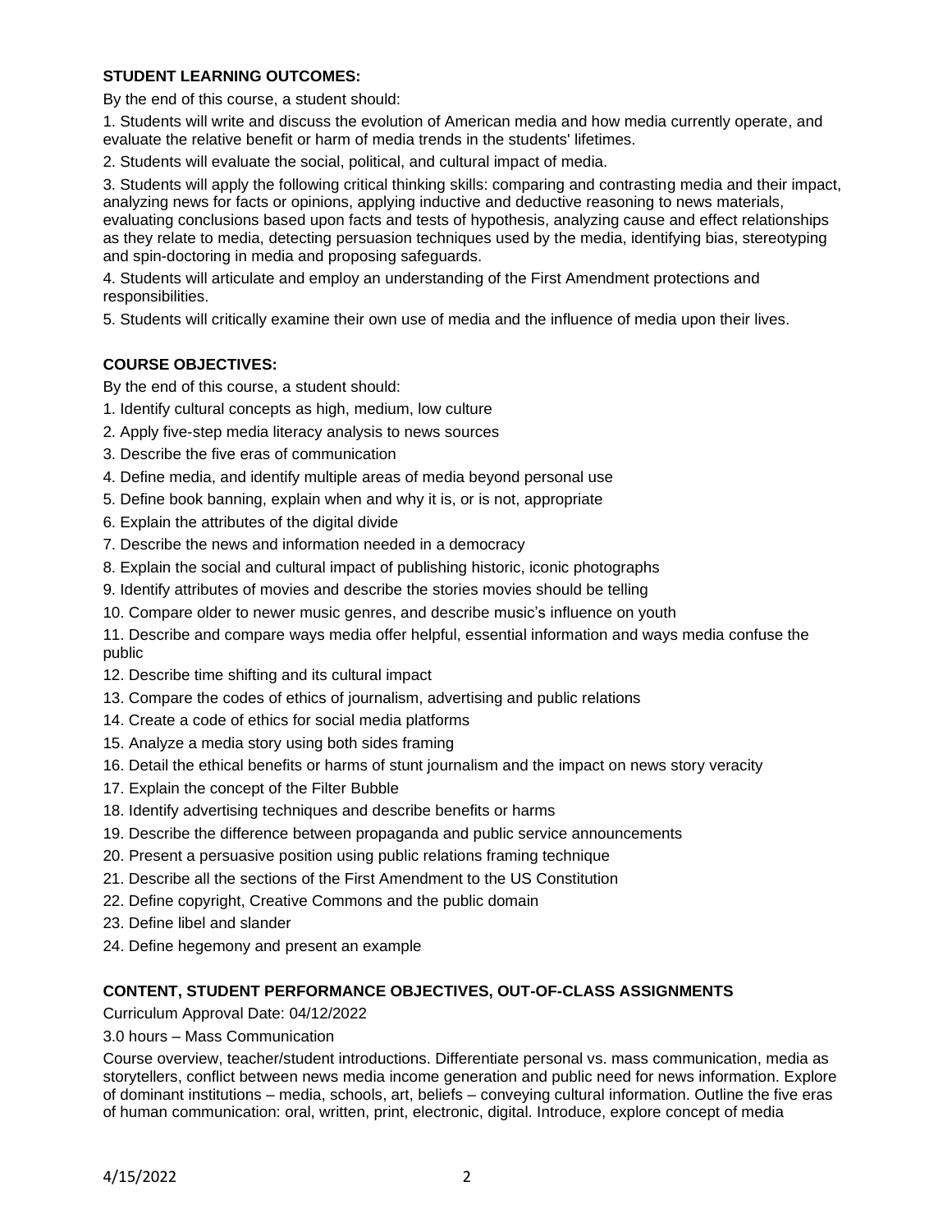**STUDENT LEARNING OUTCOMES:**

By the end of this course, a student should:

1. Students will write and discuss the evolution of American media and how media currently operate, and evaluate the relative benefit or harm of media trends in the students' lifetimes.
2. Students will evaluate the social, political, and cultural impact of media.
3. Students will apply the following critical thinking skills: comparing and contrasting media and their impact, analyzing news for facts or opinions, applying inductive and deductive reasoning to news materials, evaluating conclusions based upon facts and tests of hypothesis, analyzing cause and effect relationships as they relate to media, detecting persuasion techniques used by the media, identifying bias, stereotyping and spin-doctoring in media and proposing safeguards.
4. Students will articulate and employ an understanding of the First Amendment protections and responsibilities.
5. Students will critically examine their own use of media and the influence of media upon their lives.

**COURSE OBJECTIVES:**

By the end of this course, a student should:

1. Identify cultural concepts as high, medium, low culture
2. Apply five-step media literacy analysis to news sources
3. Describe the five eras of communication
4. Define media, and identify multiple areas of media beyond personal use
5. Define book banning, explain when and why it is, or is not, appropriate
6. Explain the attributes of the digital divide
7. Describe the news and information needed in a democracy
8. Explain the social and cultural impact of publishing historic, iconic photographs
9. Identify attributes of movies and describe the stories movies should be telling
10. Compare older to newer music genres, and describe music's influence on youth
11. Describe and compare ways media offer helpful, essential information and ways media confuse the public
12. Describe time shifting and its cultural impact
13. Compare the codes of ethics of journalism, advertising and public relations
14. Create a code of ethics for social media platforms
15. Analyze a media story using both sides framing
16. Detail the ethical benefits or harms of stunt journalism and the impact on news story veracity
17. Explain the concept of the Filter Bubble
18. Identify advertising techniques and describe benefits or harms
19. Describe the difference between propaganda and public service announcements
20. Present a persuasive position using public relations framing technique
21. Describe all the sections of the First Amendment to the US Constitution
22. Define copyright, Creative Commons and the public domain
23. Define libel and slander
24. Define hegemony and present an example

**CONTENT, STUDENT PERFORMANCE OBJECTIVES, OUT-OF-CLASS ASSIGNMENTS**

Curriculum Approval Date: 04/12/2022

3.0 hours – Mass Communication

Course overview, teacher/student introductions. Differentiate personal vs. mass communication, media as storytellers, conflict between news media income generation and public need for news information. Explore of dominant institutions – media, schools, art, beliefs – conveying cultural information. Outline the five eras of human communication: oral, written, print, electronic, digital. Introduce, explore concept of media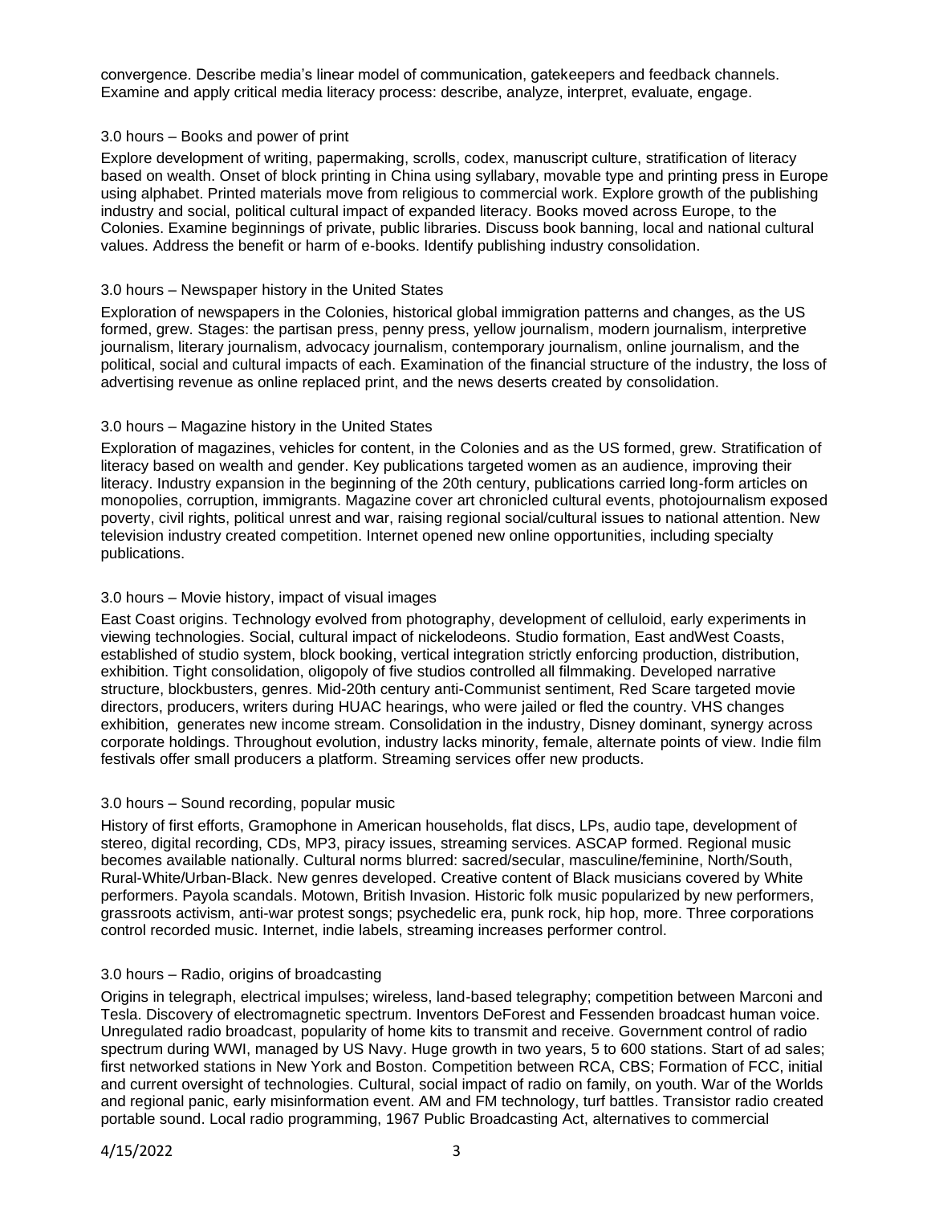convergence. Describe media's linear model of communication, gatekeepers and feedback channels. Examine and apply critical media literacy process: describe, analyze, interpret, evaluate, engage.

3.0 hours – Books and power of print

Explore development of writing, papermaking, scrolls, codex, manuscript culture, stratification of literacy based on wealth. Onset of block printing in China using syllabary, movable type and printing press in Europe using alphabet. Printed materials move from religious to commercial work. Explore growth of the publishing industry and social, political cultural impact of expanded literacy. Books moved across Europe, to the Colonies. Examine beginnings of private, public libraries. Discuss book banning, local and national cultural values. Address the benefit or harm of e-books. Identify publishing industry consolidation.

3.0 hours – Newspaper history in the United States

Exploration of newspapers in the Colonies, historical global immigration patterns and changes, as the US formed, grew. Stages: the partisan press, penny press, yellow journalism, modern journalism, interpretive journalism, literary journalism, advocacy journalism, contemporary journalism, online journalism, and the political, social and cultural impacts of each. Examination of the financial structure of the industry, the loss of advertising revenue as online replaced print, and the news deserts created by consolidation.

3.0 hours – Magazine history in the United States

Exploration of magazines, vehicles for content, in the Colonies and as the US formed, grew. Stratification of literacy based on wealth and gender. Key publications targeted women as an audience, improving their literacy. Industry expansion in the beginning of the 20th century, publications carried long-form articles on monopolies, corruption, immigrants. Magazine cover art chronicled cultural events, photojournalism exposed poverty, civil rights, political unrest and war, raising regional social/cultural issues to national attention. New television industry created competition. Internet opened new online opportunities, including specialty publications.

3.0 hours – Movie history, impact of visual images

East Coast origins. Technology evolved from photography, development of celluloid, early experiments in viewing technologies. Social, cultural impact of nickelodeons. Studio formation, East andWest Coasts, established of studio system, block booking, vertical integration strictly enforcing production, distribution, exhibition. Tight consolidation, oligopoly of five studios controlled all filmmaking. Developed narrative structure, blockbusters, genres. Mid-20th century anti-Communist sentiment, Red Scare targeted movie directors, producers, writers during HUAC hearings, who were jailed or fled the country. VHS changes exhibition, generates new income stream. Consolidation in the industry, Disney dominant, synergy across corporate holdings. Throughout evolution, industry lacks minority, female, alternate points of view. Indie film festivals offer small producers a platform. Streaming services offer new products.

3.0 hours – Sound recording, popular music

History of first efforts, Gramophone in American households, flat discs, LPs, audio tape, development of stereo, digital recording, CDs, MP3, piracy issues, streaming services. ASCAP formed. Regional music becomes available nationally. Cultural norms blurred: sacred/secular, masculine/feminine, North/South, Rural-White/Urban-Black. New genres developed. Creative content of Black musicians covered by White performers. Payola scandals. Motown, British Invasion. Historic folk music popularized by new performers, grassroots activism, anti-war protest songs; psychedelic era, punk rock, hip hop, more. Three corporations control recorded music. Internet, indie labels, streaming increases performer control.

3.0 hours – Radio, origins of broadcasting

Origins in telegraph, electrical impulses; wireless, land-based telegraphy; competition between Marconi and Tesla. Discovery of electromagnetic spectrum. Inventors DeForest and Fessenden broadcast human voice. Unregulated radio broadcast, popularity of home kits to transmit and receive. Government control of radio spectrum during WWI, managed by US Navy. Huge growth in two years, 5 to 600 stations. Start of ad sales; first networked stations in New York and Boston. Competition between RCA, CBS; Formation of FCC, initial and current oversight of technologies. Cultural, social impact of radio on family, on youth. War of the Worlds and regional panic, early misinformation event. AM and FM technology, turf battles. Transistor radio created portable sound. Local radio programming, 1967 Public Broadcasting Act, alternatives to commercial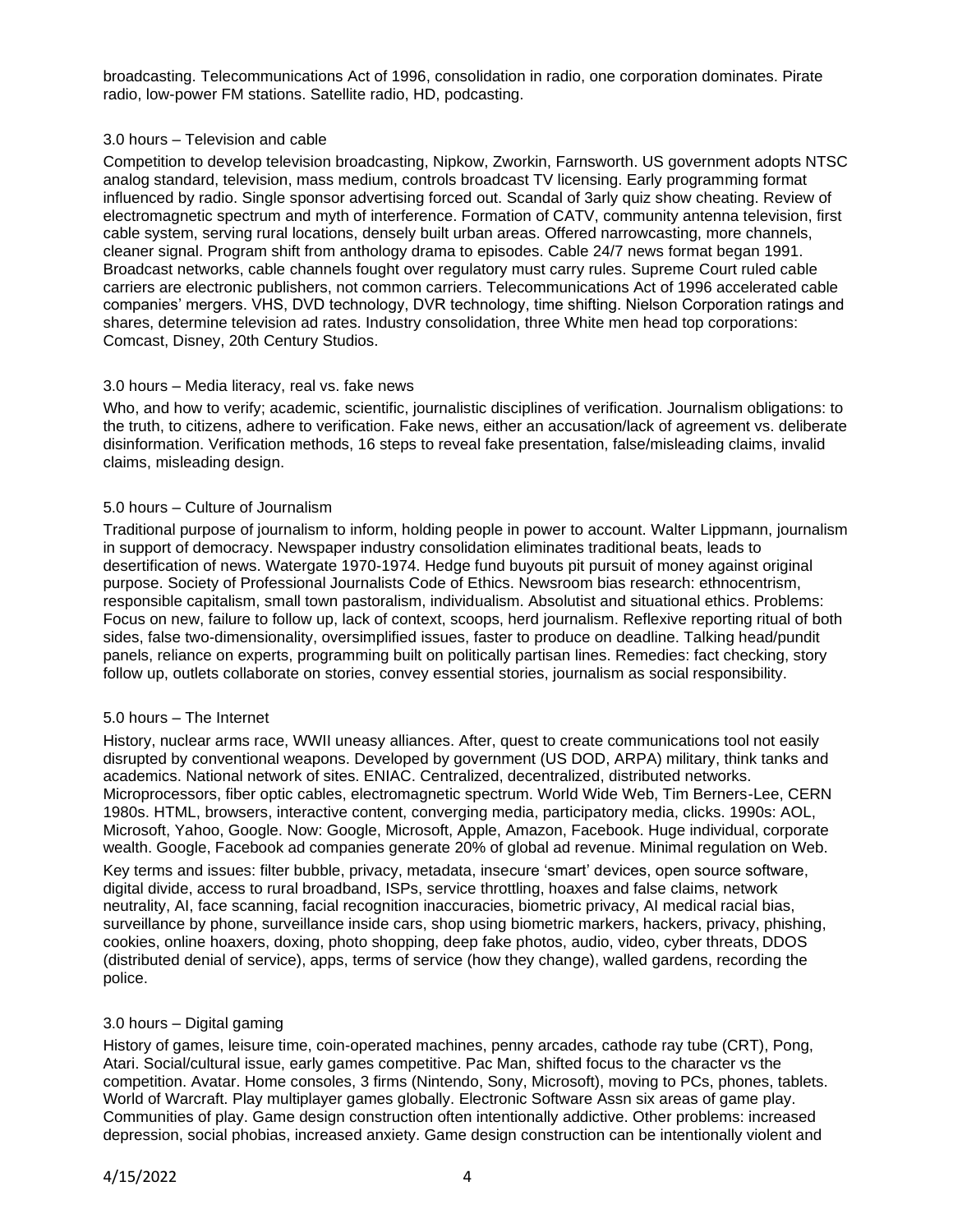broadcasting. Telecommunications Act of 1996, consolidation in radio, one corporation dominates. Pirate radio, low-power FM stations. Satellite radio, HD, podcasting.

3.0 hours – Television and cable

Competition to develop television broadcasting, Nipkow, Zworkin, Farnsworth. US government adopts NTSC analog standard, television, mass medium, controls broadcast TV licensing. Early programming format influenced by radio. Single sponsor advertising forced out. Scandal of 3arly quiz show cheating. Review of electromagnetic spectrum and myth of interference. Formation of CATV, community antenna television, first cable system, serving rural locations, densely built urban areas. Offered narrowcasting, more channels, cleaner signal. Program shift from anthology drama to episodes. Cable 24/7 news format began 1991. Broadcast networks, cable channels fought over regulatory must carry rules. Supreme Court ruled cable carriers are electronic publishers, not common carriers. Telecommunications Act of 1996 accelerated cable companies' mergers. VHS, DVD technology, DVR technology, time shifting. Nielson Corporation ratings and shares, determine television ad rates. Industry consolidation, three White men head top corporations: Comcast, Disney, 20th Century Studios.

3.0 hours – Media literacy, real vs. fake news

Who, and how to verify; academic, scientific, journalistic disciplines of verification. Journalism obligations: to the truth, to citizens, adhere to verification. Fake news, either an accusation/lack of agreement vs. deliberate disinformation. Verification methods, 16 steps to reveal fake presentation, false/misleading claims, invalid claims, misleading design.

5.0 hours – Culture of Journalism

Traditional purpose of journalism to inform, holding people in power to account. Walter Lippmann, journalism in support of democracy. Newspaper industry consolidation eliminates traditional beats, leads to desertification of news. Watergate 1970-1974. Hedge fund buyouts pit pursuit of money against original purpose. Society of Professional Journalists Code of Ethics. Newsroom bias research: ethnocentrism, responsible capitalism, small town pastoralism, individualism. Absolutist and situational ethics. Problems: Focus on new, failure to follow up, lack of context, scoops, herd journalism. Reflexive reporting ritual of both sides, false two-dimensionality, oversimplified issues, faster to produce on deadline. Talking head/pundit panels, reliance on experts, programming built on politically partisan lines. Remedies: fact checking, story follow up, outlets collaborate on stories, convey essential stories, journalism as social responsibility.

5.0 hours – The Internet

History, nuclear arms race, WWII uneasy alliances. After, quest to create communications tool not easily disrupted by conventional weapons. Developed by government (US DOD, ARPA) military, think tanks and academics. National network of sites. ENIAC. Centralized, decentralized, distributed networks. Microprocessors, fiber optic cables, electromagnetic spectrum. World Wide Web, Tim Berners-Lee, CERN 1980s. HTML, browsers, interactive content, converging media, participatory media, clicks. 1990s: AOL, Microsoft, Yahoo, Google. Now: Google, Microsoft, Apple, Amazon, Facebook. Huge individual, corporate wealth. Google, Facebook ad companies generate 20% of global ad revenue. Minimal regulation on Web.

Key terms and issues: filter bubble, privacy, metadata, insecure 'smart' devices, open source software, digital divide, access to rural broadband, ISPs, service throttling, hoaxes and false claims, network neutrality, AI, face scanning, facial recognition inaccuracies, biometric privacy, AI medical racial bias, surveillance by phone, surveillance inside cars, shop using biometric markers, hackers, privacy, phishing, cookies, online hoaxers, doxing, photo shopping, deep fake photos, audio, video, cyber threats, DDOS (distributed denial of service), apps, terms of service (how they change), walled gardens, recording the police.

3.0 hours – Digital gaming

History of games, leisure time, coin-operated machines, penny arcades, cathode ray tube (CRT), Pong, Atari. Social/cultural issue, early games competitive. Pac Man, shifted focus to the character vs the competition. Avatar. Home consoles, 3 firms (Nintendo, Sony, Microsoft), moving to PCs, phones, tablets. World of Warcraft. Play multiplayer games globally. Electronic Software Assn six areas of game play. Communities of play. Game design construction often intentionally addictive. Other problems: increased depression, social phobias, increased anxiety. Game design construction can be intentionally violent and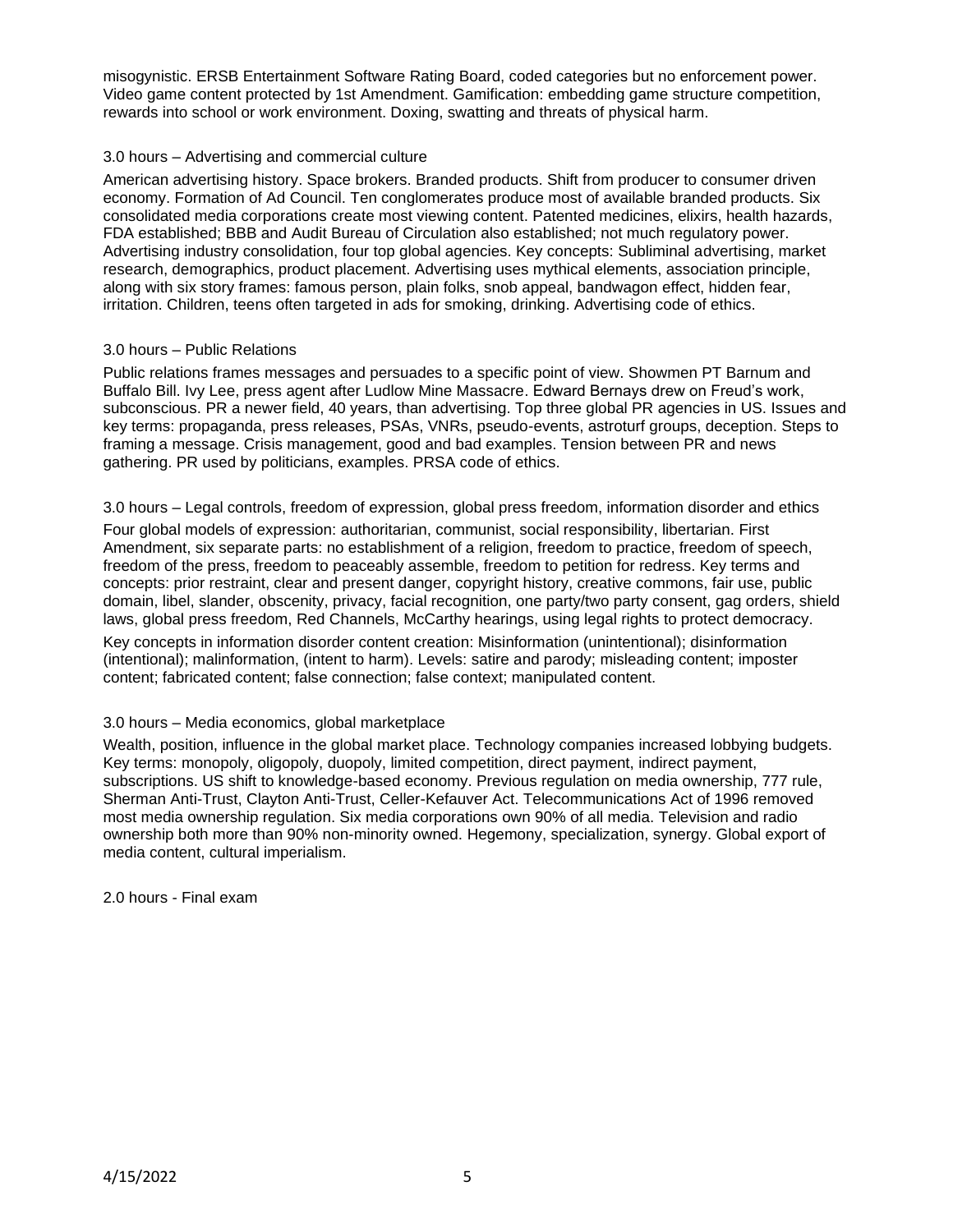misogynistic. ERSB Entertainment Software Rating Board, coded categories but no enforcement power. Video game content protected by 1st Amendment. Gamification: embedding game structure competition, rewards into school or work environment. Doxing, swatting and threats of physical harm.

3.0 hours – Advertising and commercial culture

American advertising history. Space brokers. Branded products. Shift from producer to consumer driven economy. Formation of Ad Council. Ten conglomerates produce most of available branded products. Six consolidated media corporations create most viewing content. Patented medicines, elixirs, health hazards, FDA established; BBB and Audit Bureau of Circulation also established; not much regulatory power. Advertising industry consolidation, four top global agencies. Key concepts: Subliminal advertising, market research, demographics, product placement. Advertising uses mythical elements, association principle, along with six story frames: famous person, plain folks, snob appeal, bandwagon effect, hidden fear, irritation. Children, teens often targeted in ads for smoking, drinking. Advertising code of ethics.

3.0 hours – Public Relations

Public relations frames messages and persuades to a specific point of view. Showmen PT Barnum and Buffalo Bill. Ivy Lee, press agent after Ludlow Mine Massacre. Edward Bernays drew on Freud's work, subconscious. PR a newer field, 40 years, than advertising. Top three global PR agencies in US. Issues and key terms: propaganda, press releases, PSAs, VNRs, pseudo-events, astroturf groups, deception. Steps to framing a message. Crisis management, good and bad examples. Tension between PR and news gathering. PR used by politicians, examples. PRSA code of ethics.

3.0 hours – Legal controls, freedom of expression, global press freedom, information disorder and ethics

Four global models of expression: authoritarian, communist, social responsibility, libertarian. First Amendment, six separate parts: no establishment of a religion, freedom to practice, freedom of speech, freedom of the press, freedom to peaceably assemble, freedom to petition for redress. Key terms and concepts: prior restraint, clear and present danger, copyright history, creative commons, fair use, public domain, libel, slander, obscenity, privacy, facial recognition, one party/two party consent, gag orders, shield laws, global press freedom, Red Channels, McCarthy hearings, using legal rights to protect democracy.

Key concepts in information disorder content creation: Misinformation (unintentional); disinformation (intentional); malinformation, (intent to harm). Levels: satire and parody; misleading content; imposter content; fabricated content; false connection; false context; manipulated content.

3.0 hours – Media economics, global marketplace

Wealth, position, influence in the global market place. Technology companies increased lobbying budgets. Key terms: monopoly, oligopoly, duopoly, limited competition, direct payment, indirect payment, subscriptions. US shift to knowledge-based economy. Previous regulation on media ownership, 777 rule, Sherman Anti-Trust, Clayton Anti-Trust, Celler-Kefauver Act. Telecommunications Act of 1996 removed most media ownership regulation. Six media corporations own 90% of all media. Television and radio ownership both more than 90% non-minority owned. Hegemony, specialization, synergy. Global export of media content, cultural imperialism.

2.0 hours - Final exam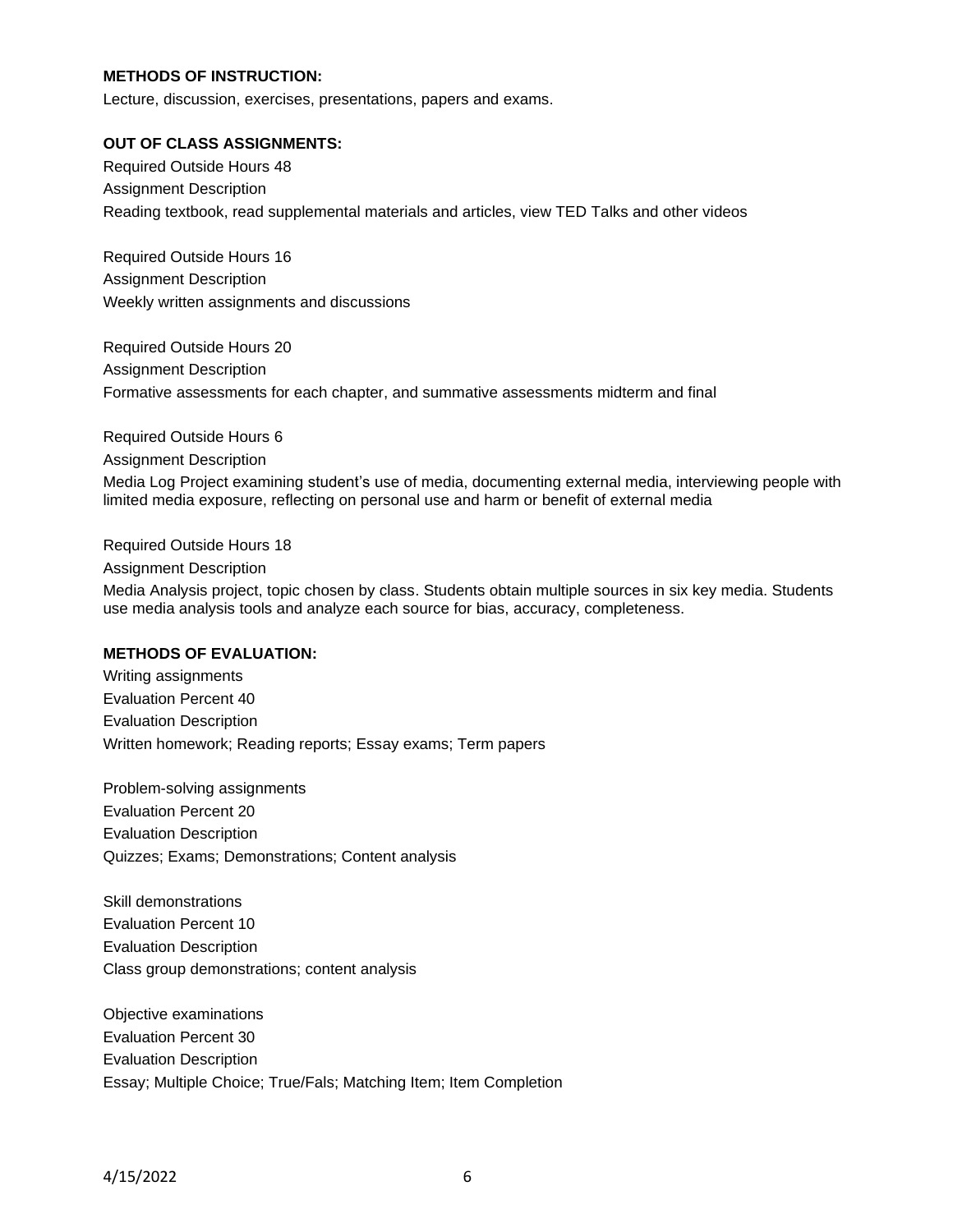**METHODS OF INSTRUCTION:**

Lecture, discussion, exercises, presentations, papers and exams.

**OUT OF CLASS ASSIGNMENTS:**

Required Outside Hours 48

Assignment Description

Reading textbook, read supplemental materials and articles, view TED Talks and other videos

Required Outside Hours 16

Assignment Description

Weekly written assignments and discussions

Required Outside Hours 20

Assignment Description

Formative assessments for each chapter, and summative assessments midterm and final

Required Outside Hours 6

Assignment Description

Media Log Project examining student's use of media, documenting external media, interviewing people with limited media exposure, reflecting on personal use and harm or benefit of external media

Required Outside Hours 18

Assignment Description

Media Analysis project, topic chosen by class. Students obtain multiple sources in six key media. Students use media analysis tools and analyze each source for bias, accuracy, completeness.

**METHODS OF EVALUATION:**

Writing assignments

Evaluation Percent 40

Evaluation Description

Written homework; Reading reports; Essay exams; Term papers

Problem-solving assignments

Evaluation Percent 20

Evaluation Description

Quizzes; Exams; Demonstrations; Content analysis

Skill demonstrations

Evaluation Percent 10

Evaluation Description

Class group demonstrations; content analysis

Objective examinations

Evaluation Percent 30

Evaluation Description

Essay; Multiple Choice; True/Fals; Matching Item; Item Completion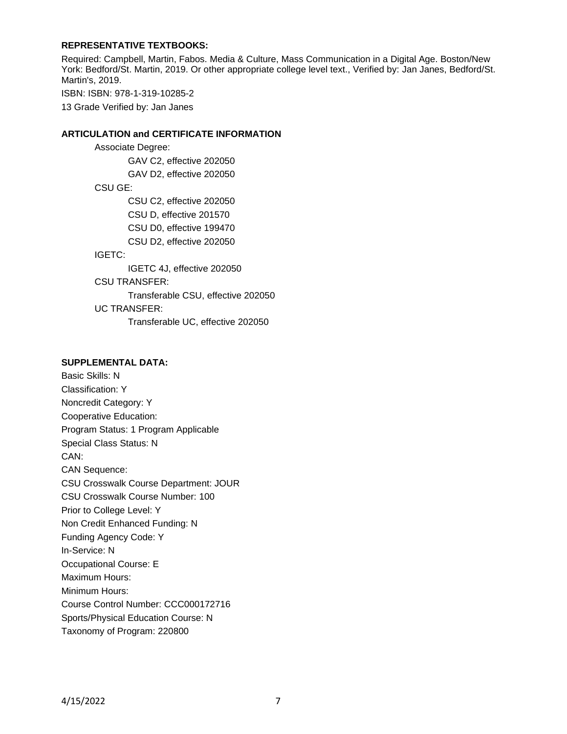**REPRESENTATIVE TEXTBOOKS:**

Required: Campbell, Martin, Fabos. Media & Culture, Mass Communication in a Digital Age. Boston/New York: Bedford/St. Martin, 2019. Or other appropriate college level text., Verified by: Jan Janes, Bedford/St. Martin's, 2019.

ISBN: ISBN: 978-1-319-10285-2

13 Grade Verified by: Jan Janes

**ARTICULATION and CERTIFICATE INFORMATION**

Associate Degree:
- GAV C2, effective 202050
- GAV D2, effective 202050

CSU GE:
- CSU C2, effective 202050
- CSU D, effective 201570
- CSU D0, effective 199470
- CSU D2, effective 202050

IGETC:
- IGETC 4J, effective 202050

CSU TRANSFER:
- Transferable CSU, effective 202050

UC TRANSFER:
- Transferable UC, effective 202050

**SUPPLEMENTAL DATA:**

Basic Skills: N
Classification: Y
Noncredit Category: Y
Cooperative Education:
Program Status: 1 Program Applicable
Special Class Status: N
CAN:
CAN Sequence:
CSU Crosswalk Course Department: JOUR
CSU Crosswalk Course Number: 100
Prior to College Level: Y
Non Credit Enhanced Funding: N
Funding Agency Code: Y
In-Service: N
Occupational Course: E
Maximum Hours:
Minimum Hours:
Course Control Number: CCC000172716
Sports/Physical Education Course: N
Taxonomy of Program: 220800